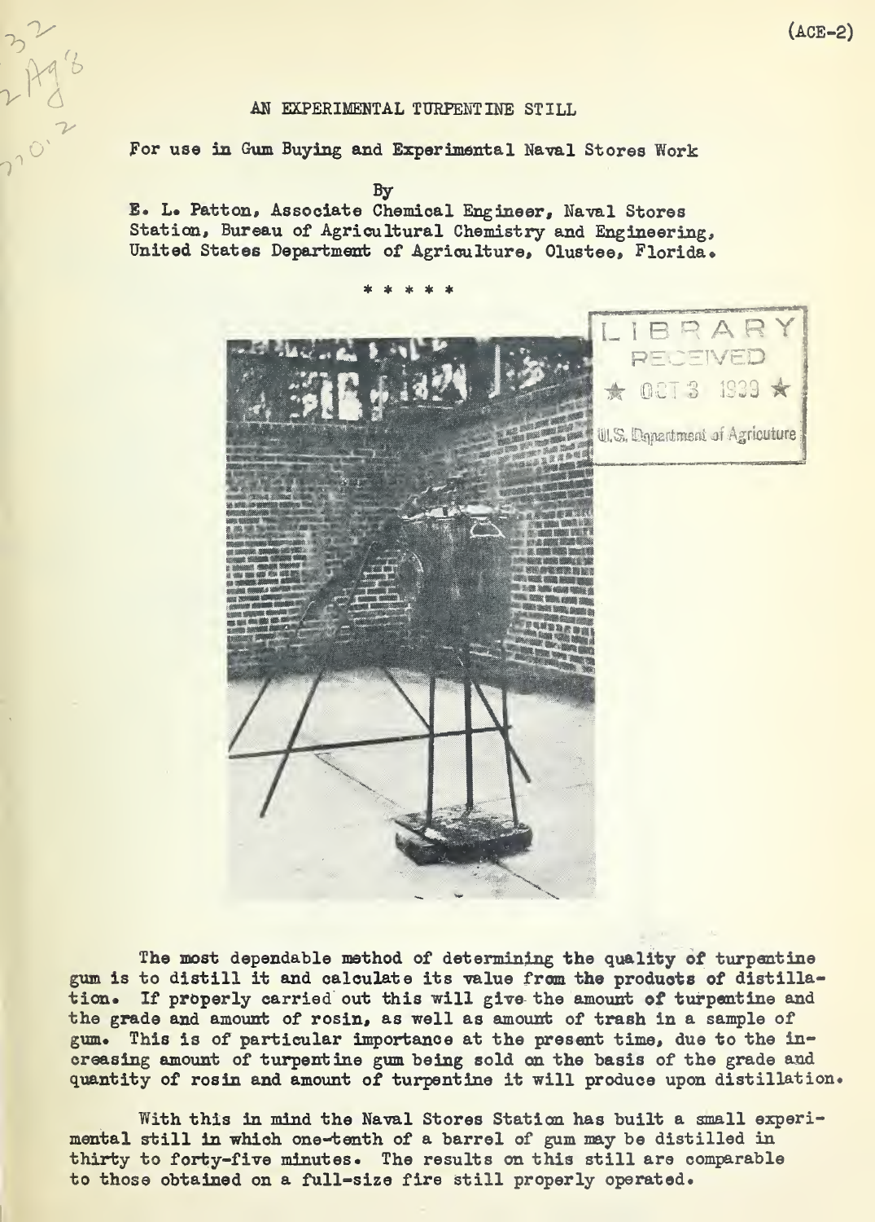(ACE-2)

# AN EXPERIMENTAL TURPENTINE STILL

For use in Gum Buying and Experimental Naval Stores Work

By

E. L. Patton, Associate Chemical Engineer, Naval Stores Station, Bureau of Agricultural Chemistry and Engineering, United States Department of Agriculture, Olustee, Florida.

\* \* \* \* \*

The most dependable method of determining the quality of turpentine gum is to distill it and calculate its value from the products of distillation. If properly carried out this will give the amount of turpentine and the grade and amount of rosin, as well as amount of trash in a sample of gum. This is of particular importance at the present time, due to the increasing amount of turpentine gum being sold on the basis of the grade and quantity of rosin and amount of turpentine it will produce upon distillation.

With this in mind the Naval Stores Station has built a small experimental still in which one-tenth of a barrel of gum may be distilled in thirty to forty-five minutes. The results on this still are comparable to those obtained on a full-size fire still properly operated.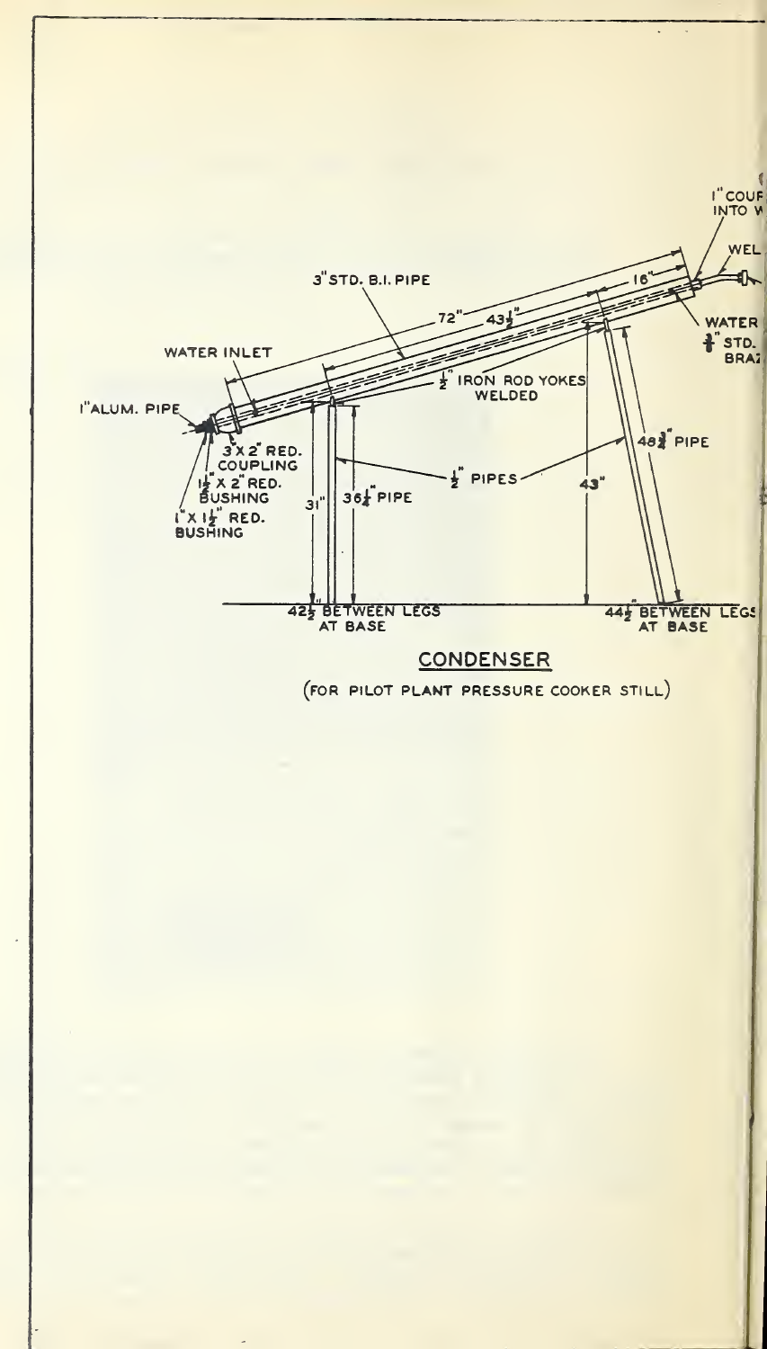## CONDENSER

(FOR PILOT PLANT PRESSURE COOKER STILL)

3" STD. B.I. PIPE

72"

43½"

16"

1" COUP INTO W

WEL

WATER

¾" STD. BRAZ

WATER INLET

½" IRON ROD YOKES WELDED

1" ALUM. PIPE

3" X 2" RED. COUPLING

1½" X 2" RED. BUSHING

1" X 1½" RED. BUSHING

½" PIPES

31"

36½" PIPE

43"

48¾" PIPE

42½" BETWEEN LEGS AT BASE

44½" BETWEEN LEGS AT BASE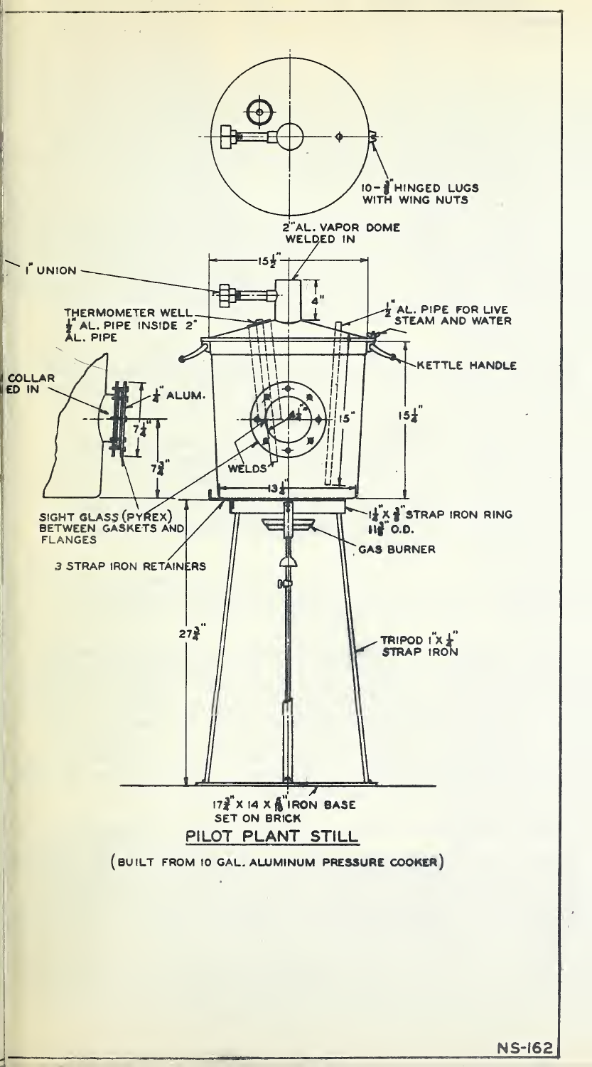10-⅜" HINGED LUGS WITH WING NUTS

2" AL. VAPOR DOME WELDED IN

1" UNION

15½"

4"

THERMOMETER WELL ½" AL. PIPE INSIDE 2" AL. PIPE

½" AL. PIPE FOR LIVE STEAM AND WATER

KETTLE HANDLE

COLLAR ED IN

½" ALUM.

7¼"

7¾"

15"

15¼"

WELDS

13½"

SIGHT GLASS (PYREX) BETWEEN GASKETS AND FLANGES

1¼" X ⅜" STRAP IRON RING 11⅞" O.D.

GAS BURNER

3 STRAP IRON RETAINERS

27¾"

TRIPOD 1" X ¼" STRAP IRON

17¾" X 14 X ⅝" IRON BASE SET ON BRICK

PILOT PLANT STILL

(BUILT FROM 10 GAL. ALUMINUM PRESSURE COOKER)

NS-162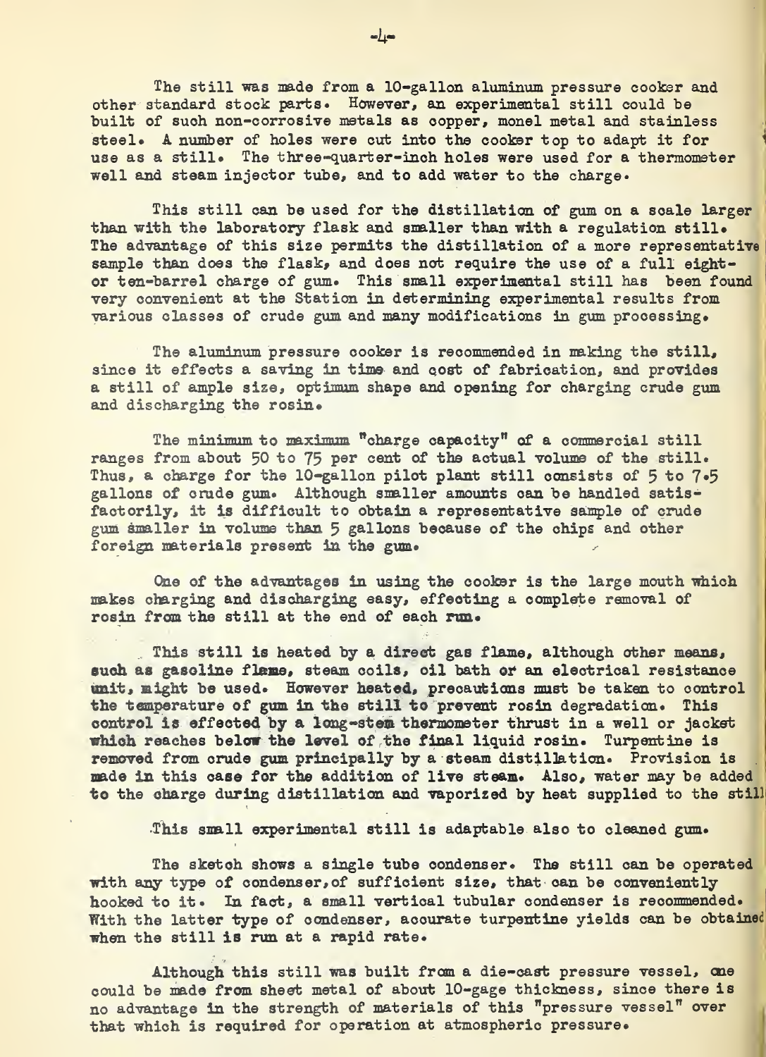The still was made from a 10-gallon aluminum pressure cooker and other standard stock parts. However, an experimental still could be built of such non-corrosive metals as copper, monel metal and stainless steel. A number of holes were cut into the cooker top to adapt it for use as a still. The three-quarter-inch holes were used for a thermometer well and steam injector tube, and to add water to the charge.

This still can be used for the distillation of gum on a scale larger than with the laboratory flask and smaller than with a regulation still. The advantage of this size permits the distillation of a more representative sample than does the flask, and does not require the use of a full eight- or ten-barrel charge of gum. This small experimental still has been found very convenient at the Station in determining experimental results from various classes of crude gum and many modifications in gum processing.

The aluminum pressure cooker is recommended in making the still, since it effects a saving in time and cost of fabrication, and provides a still of ample size, optimum shape and opening for charging crude gum and discharging the rosin.

The minimum to maximum "charge capacity" of a commercial still ranges from about 50 to 75 per cent of the actual volume of the still. Thus, a charge for the 10-gallon pilot plant still consists of 5 to 7.5 gallons of crude gum. Although smaller amounts can be handled satisfactorily, it is difficult to obtain a representative sample of crude gum smaller in volume than 5 gallons because of the chips and other foreign materials present in the gum.

One of the advantages in using the cooker is the large mouth which makes charging and discharging easy, effecting a complete removal of rosin from the still at the end of each run.

This still is heated by a direct gas flame, although other means, such as gasoline flame, steam coils, oil bath or an electrical resistance unit, might be used. However heated, precautions must be taken to control the temperature of gum in the still to prevent rosin degradation. This control is effected by a long-stem thermometer thrust in a well or jacket which reaches below the level of the final liquid rosin. Turpentine is removed from crude gum principally by a steam distillation. Provision is made in this case for the addition of live steam. Also, water may be added to the charge during distillation and vaporized by heat supplied to the still.

This small experimental still is adaptable also to cleaned gum.

The sketch shows a single tube condenser. The still can be operated with any type of condenser, of sufficient size, that can be conveniently hooked to it. In fact, a small vertical tubular condenser is recommended. With the latter type of condenser, accurate turpentine yields can be obtained when the still is run at a rapid rate.

Although this still was built from a die-cast pressure vessel, one could be made from sheet metal of about 10-gage thickness, since there is no advantage in the strength of materials of this "pressure vessel" over that which is required for operation at atmospheric pressure.